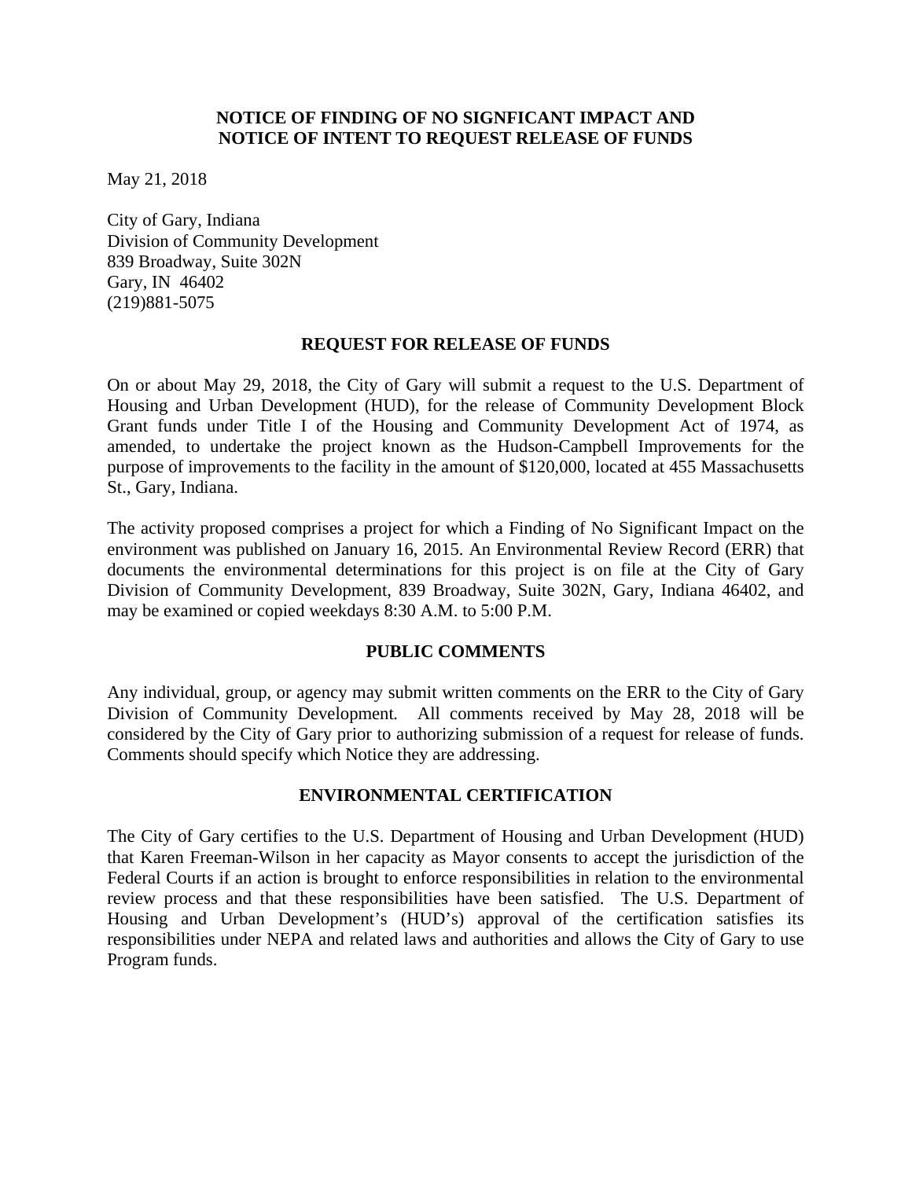## NOTICE OF FINDING OF NO SIGNFICANT IMPACT AND NOTICE OF INTENT TO REQUEST RELEASE OF FUNDS

May 21, 2018

City of Gary, Indiana
Division of Community Development
839 Broadway, Suite 302N
Gary, IN 46402
(219)881-5075

### REQUEST FOR RELEASE OF FUNDS

On or about May 29, 2018, the City of Gary will submit a request to the U.S. Department of Housing and Urban Development (HUD), for the release of Community Development Block Grant funds under Title I of the Housing and Community Development Act of 1974, as amended, to undertake the project known as the Hudson-Campbell Improvements for the purpose of improvements to the facility in the amount of $120,000, located at 455 Massachusetts St., Gary, Indiana.

The activity proposed comprises a project for which a Finding of No Significant Impact on the environment was published on January 16, 2015. An Environmental Review Record (ERR) that documents the environmental determinations for this project is on file at the City of Gary Division of Community Development, 839 Broadway, Suite 302N, Gary, Indiana 46402, and may be examined or copied weekdays 8:30 A.M. to 5:00 P.M.

### PUBLIC COMMENTS

Any individual, group, or agency may submit written comments on the ERR to the City of Gary Division of Community Development*.* All comments received by May 28, 2018 will be considered by the City of Gary prior to authorizing submission of a request for release of funds. Comments should specify which Notice they are addressing.

### ENVIRONMENTAL CERTIFICATION

The City of Gary certifies to the U.S. Department of Housing and Urban Development (HUD) that Karen Freeman-Wilson in her capacity as Mayor consents to accept the jurisdiction of the Federal Courts if an action is brought to enforce responsibilities in relation to the environmental review process and that these responsibilities have been satisfied. The U.S. Department of Housing and Urban Development's (HUD's) approval of the certification satisfies its responsibilities under NEPA and related laws and authorities and allows the City of Gary to use Program funds.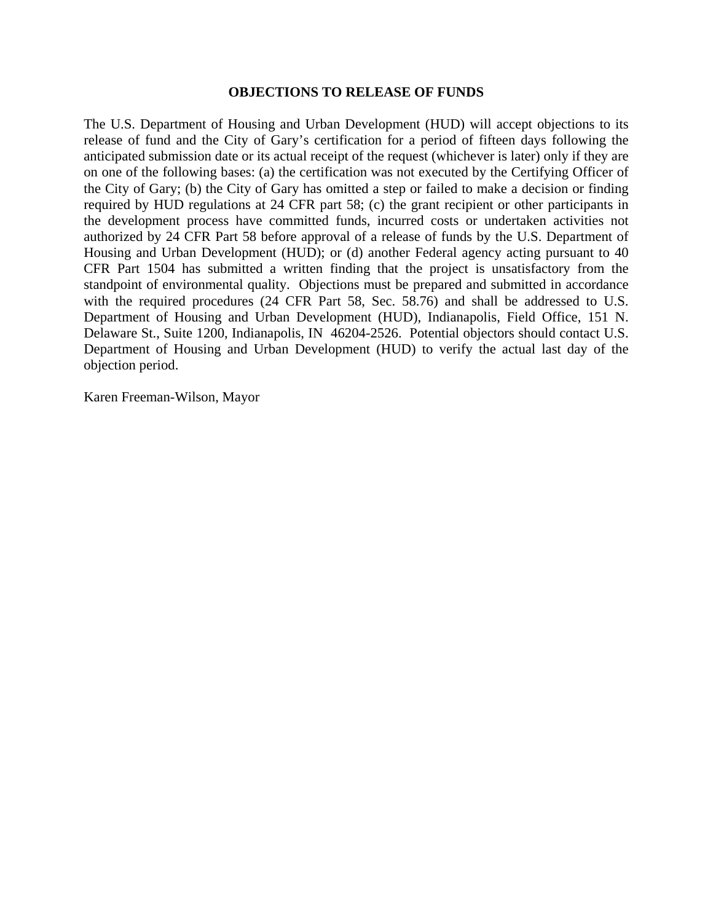## OBJECTIONS TO RELEASE OF FUNDS

The U.S. Department of Housing and Urban Development (HUD) will accept objections to its release of fund and the City of Gary's certification for a period of fifteen days following the anticipated submission date or its actual receipt of the request (whichever is later) only if they are on one of the following bases: (a) the certification was not executed by the Certifying Officer of the City of Gary; (b) the City of Gary has omitted a step or failed to make a decision or finding required by HUD regulations at 24 CFR part 58; (c) the grant recipient or other participants in the development process have committed funds, incurred costs or undertaken activities not authorized by 24 CFR Part 58 before approval of a release of funds by the U.S. Department of Housing and Urban Development (HUD); or (d) another Federal agency acting pursuant to 40 CFR Part 1504 has submitted a written finding that the project is unsatisfactory from the standpoint of environmental quality. Objections must be prepared and submitted in accordance with the required procedures (24 CFR Part 58, Sec. 58.76) and shall be addressed to U.S. Department of Housing and Urban Development (HUD), Indianapolis, Field Office, 151 N. Delaware St., Suite 1200, Indianapolis, IN 46204-2526. Potential objectors should contact U.S. Department of Housing and Urban Development (HUD) to verify the actual last day of the objection period.

Karen Freeman-Wilson, Mayor